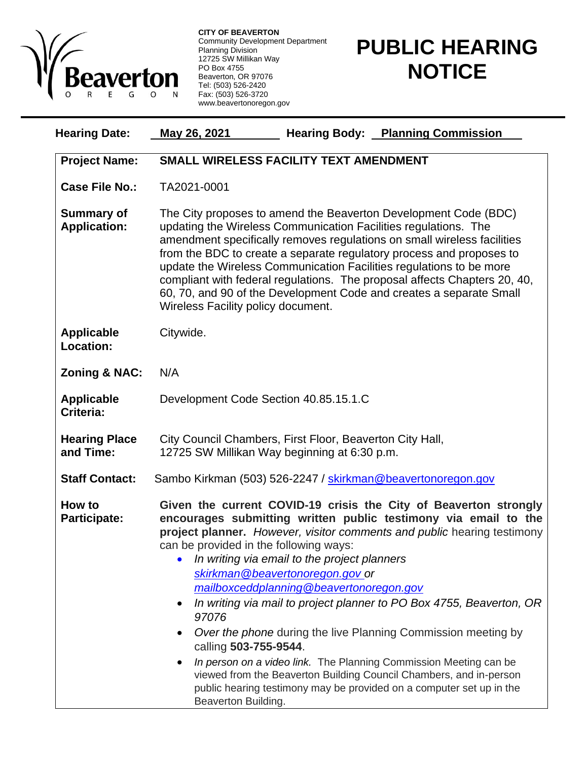**CITY OF BEAVERTON**
Community Development Department
Planning Division
12725 SW Millikan Way
PO Box 4755
Beaverton, OR 97076
Tel: (503) 526-2420
Fax: (503) 526-3720
www.beavertonoregon.gov

# PUBLIC HEARING NOTICE

**Hearing Date:** **May 26, 2021** **Hearing Body:** **Planning Commission**

**Project Name:** **SMALL WIRELESS FACILITY TEXT AMENDMENT**

**Case File No.:** TA2021-0001

**Summary of Application:** The City proposes to amend the Beaverton Development Code (BDC) updating the Wireless Communication Facilities regulations. The amendment specifically removes regulations on small wireless facilities from the BDC to create a separate regulatory process and proposes to update the Wireless Communication Facilities regulations to be more compliant with federal regulations. The proposal affects Chapters 20, 40, 60, 70, and 90 of the Development Code and creates a separate Small Wireless Facility policy document.

**Applicable Location:** Citywide.

**Zoning & NAC:** N/A

**Applicable Criteria:** Development Code Section 40.85.15.1.C

**Hearing Place and Time:** City Council Chambers, First Floor, Beaverton City Hall, 12725 SW Millikan Way beginning at 6:30 p.m.

**Staff Contact:** Sambo Kirkman (503) 526-2247 / skirkman@beavertonoregon.gov

**How to Participate:** **Given the current COVID-19 crisis the City of Beaverton strongly encourages submitting written public testimony via email to the project planner.** *However, visitor comments and public* hearing testimony can be provided in the following ways:

- *In writing via email to the project planners skirkman@beavertonoregon.gov or mailboxceddplanning@beavertonoregon.gov*
- *In writing via mail to project planner to PO Box 4755, Beaverton, OR 97076*
- *Over the phone* during the live Planning Commission meeting by calling **503-755-9544**.
- *In person on a video link.* The Planning Commission Meeting can be viewed from the Beaverton Building Council Chambers, and in-person public hearing testimony may be provided on a computer set up in the Beaverton Building.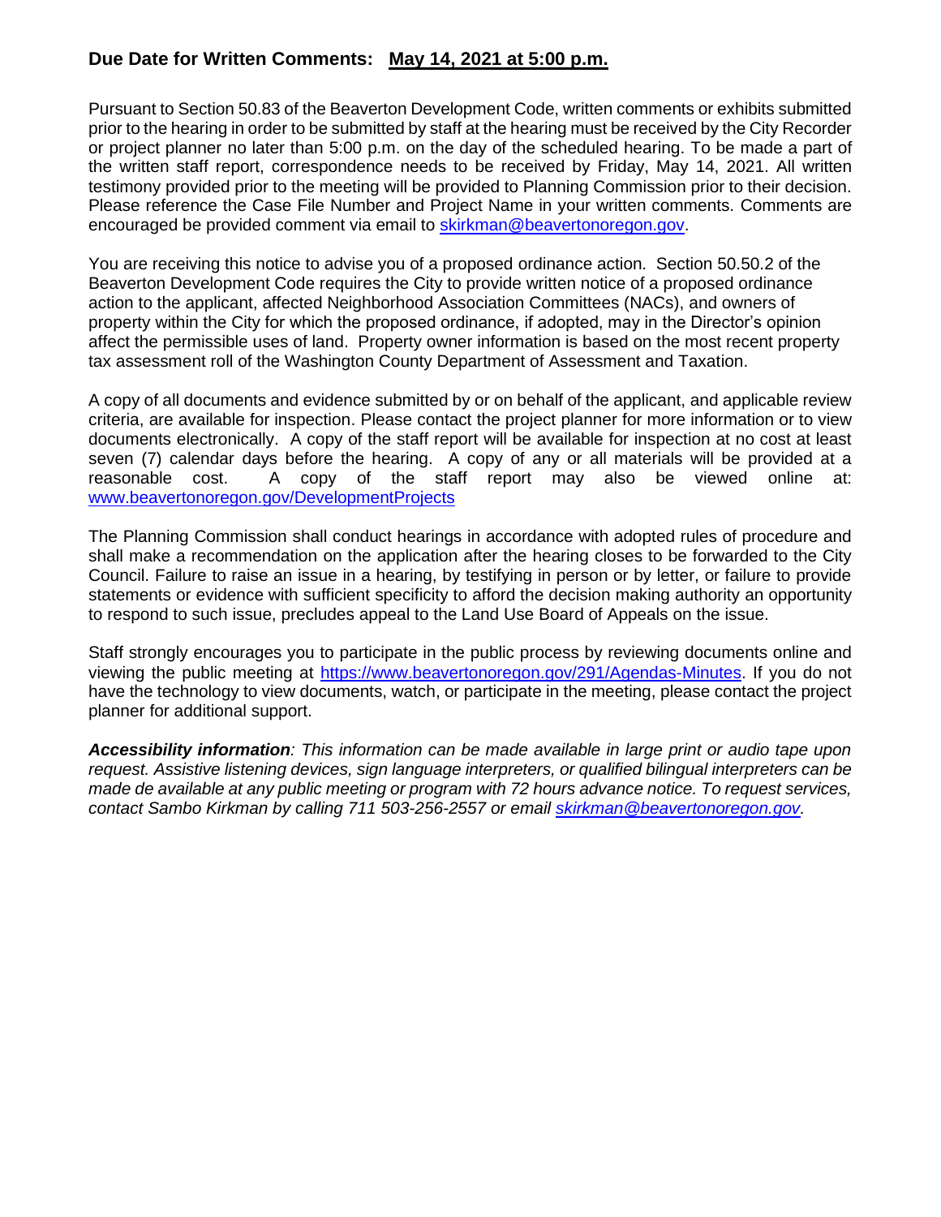## Due Date for Written Comments: May 14, 2021 at 5:00 p.m.

Pursuant to Section 50.83 of the Beaverton Development Code, written comments or exhibits submitted prior to the hearing in order to be submitted by staff at the hearing must be received by the City Recorder or project planner no later than 5:00 p.m. on the day of the scheduled hearing. To be made a part of the written staff report, correspondence needs to be received by Friday, May 14, 2021. All written testimony provided prior to the meeting will be provided to Planning Commission prior to their decision. Please reference the Case File Number and Project Name in your written comments. Comments are encouraged be provided comment via email to skirkman@beavertonoregon.gov.

You are receiving this notice to advise you of a proposed ordinance action. Section 50.50.2 of the Beaverton Development Code requires the City to provide written notice of a proposed ordinance action to the applicant, affected Neighborhood Association Committees (NACs), and owners of property within the City for which the proposed ordinance, if adopted, may in the Director's opinion affect the permissible uses of land. Property owner information is based on the most recent property tax assessment roll of the Washington County Department of Assessment and Taxation.

A copy of all documents and evidence submitted by or on behalf of the applicant, and applicable review criteria, are available for inspection. Please contact the project planner for more information or to view documents electronically. A copy of the staff report will be available for inspection at no cost at least seven (7) calendar days before the hearing. A copy of any or all materials will be provided at a reasonable cost. A copy of the staff report may also be viewed online at: www.beavertonoregon.gov/DevelopmentProjects

The Planning Commission shall conduct hearings in accordance with adopted rules of procedure and shall make a recommendation on the application after the hearing closes to be forwarded to the City Council. Failure to raise an issue in a hearing, by testifying in person or by letter, or failure to provide statements or evidence with sufficient specificity to afford the decision making authority an opportunity to respond to such issue, precludes appeal to the Land Use Board of Appeals on the issue.

Staff strongly encourages you to participate in the public process by reviewing documents online and viewing the public meeting at https://www.beavertonoregon.gov/291/Agendas-Minutes. If you do not have the technology to view documents, watch, or participate in the meeting, please contact the project planner for additional support.

***Accessibility information****: This information can be made available in large print or audio tape upon request. Assistive listening devices, sign language interpreters, or qualified bilingual interpreters can be made de available at any public meeting or program with 72 hours advance notice. To request services, contact Sambo Kirkman by calling 711 503-256-2557 or email skirkman@beavertonoregon.gov.*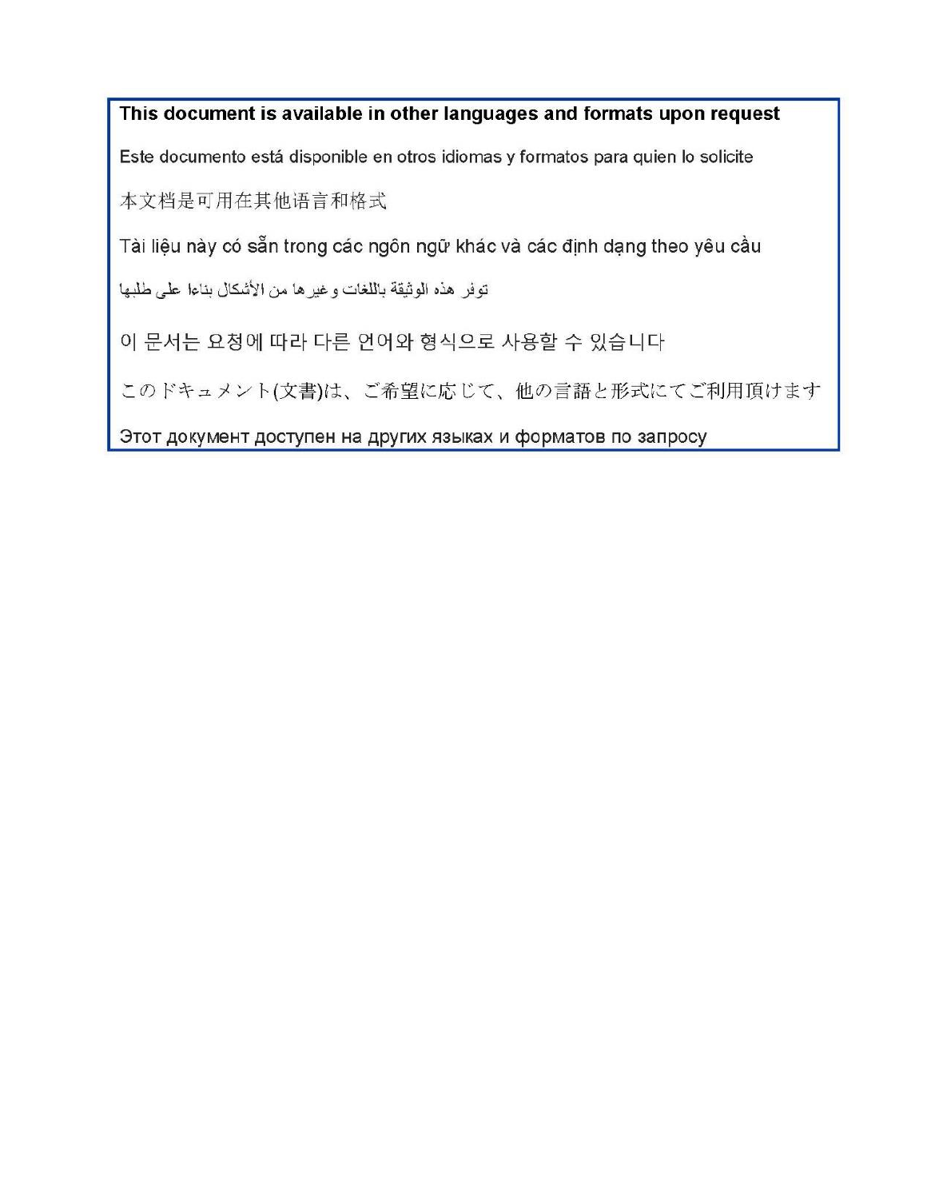**This document is available in other languages and formats upon request**

Este documento está disponible en otros idiomas y formatos para quien lo solicite

本文档是可用在其他语言和格式

Tài liệu này có sẵn trong các ngôn ngữ khác và các định dạng theo yêu cầu

توفر هذه الوثيقة باللغات وغيرها من الأشكال بناءا على طلبها

이 문서는 요청에 따라 다른 언어와 형식으로 사용할 수 있습니다

このドキュメント(文書)は、ご希望に応じて、他の言語と形式にてご利用頂けます

Этот документ доступен на других языках и форматов по запросу